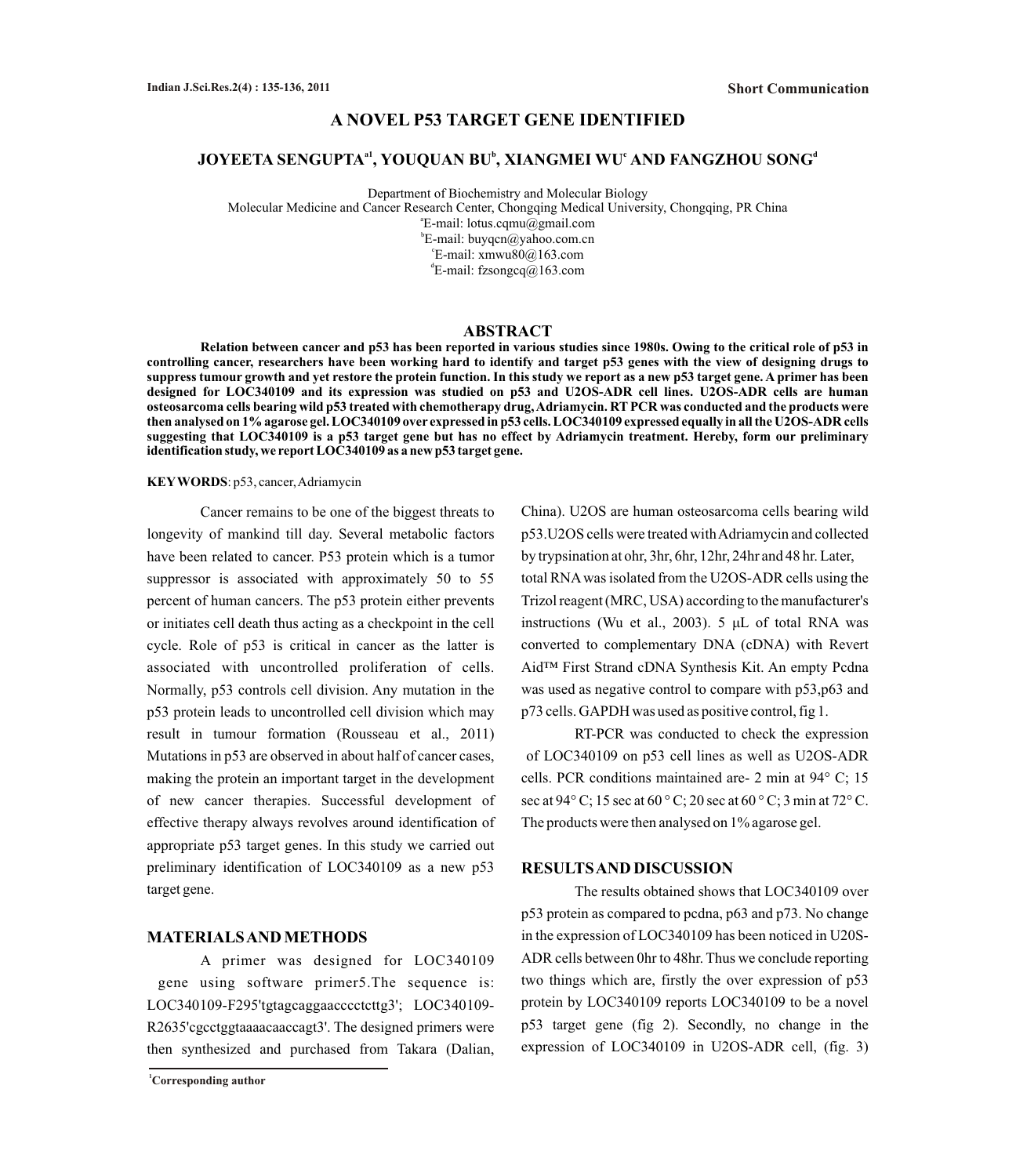Short Communication

# A NOVEL P53 TARGET GENE IDENTIFIED

## JOYEETA SENGUPTA[a1], YOUQUAN BU[b], XIANGMEI WU[c] AND FANGZHOU SONG[d]

Department of Biochemistry and Molecular Biology
Molecular Medicine and Cancer Research Center, Chongqing Medical University, Chongqing, PR China
[a]E-mail: lotus.cqmu@gmail.com
[b]E-mail: buyqcn@yahoo.com.cn
[c]E-mail: xmwu80@163.com
[d]E-mail: fzsongcq@163.com

## ABSTRACT

**Relation between cancer and p53 has been reported in various studies since 1980s. Owing to the critical role of p53 in controlling cancer, researchers have been working hard to identify and target p53 genes with the view of designing drugs to suppress tumour growth and yet restore the protein function. In this study we report as a new p53 target gene. A primer has been designed for LOC340109 and its expression was studied on p53 and U2OS-ADR cell lines. U2OS-ADR cells are human osteosarcoma cells bearing wild p53 treated with chemotherapy drug, Adriamycin. RT PCR was conducted and the products were then analysed on 1% agarose gel. LOC340109 over expressed in p53 cells. LOC340109 expressed equally in all the U2OS-ADR cells suggesting that LOC340109 is a p53 target gene but has no effect by Adriamycin treatment. Hereby, form our preliminary identification study, we report LOC340109 as a new p53 target gene.**

**KEYWORDS**: p53, cancer, Adriamycin

Cancer remains to be one of the biggest threats to longevity of mankind till day. Several metabolic factors have been related to cancer. P53 protein which is a tumor suppressor is associated with approximately 50 to 55 percent of human cancers. The p53 protein either prevents or initiates cell death thus acting as a checkpoint in the cell cycle. Role of p53 is critical in cancer as the latter is associated with uncontrolled proliferation of cells. Normally, p53 controls cell division. Any mutation in the p53 protein leads to uncontrolled cell division which may result in tumour formation (Rousseau et al., 2011) Mutations in p53 are observed in about half of cancer cases, making the protein an important target in the development of new cancer therapies. Successful development of effective therapy always revolves around identification of appropriate p53 target genes. In this study we carried out preliminary identification of LOC340109 as a new p53 target gene.

## MATERIALS AND METHODS

A primer was designed for LOC340109 gene using software primer5.The sequence is: LOC340109-F295'tgtagcaggaaccccctcttg3'; LOC340109-R2635'cgcctggtaaaacaaccagt3'. The designed primers were then synthesized and purchased from Takara (Dalian, China). U2OS are human osteosarcoma cells bearing wild p53.U2OS cells were treated with Adriamycin and collected by trypsination at ohr, 3hr, 6hr, 12hr, 24hr and 48 hr. Later, total RNA was isolated from the U2OS-ADR cells using the Trizol reagent (MRC, USA) according to the manufacturer's instructions (Wu et al., 2003). 5 µL of total RNA was converted to complementary DNA (cDNA) with Revert Aid™ First Strand cDNA Synthesis Kit. An empty Pcdna was used as negative control to compare with p53,p63 and p73 cells. GAPDH was used as positive control, fig 1.

RT-PCR was conducted to check the expression of LOC340109 on p53 cell lines as well as U2OS-ADR cells. PCR conditions maintained are- 2 min at 94° C; 15 sec at 94° C; 15 sec at 60 ° C; 20 sec at 60 ° C; 3 min at 72° C. The products were then analysed on 1% agarose gel.

## RESULTS AND DISCUSSION

The results obtained shows that LOC340109 over p53 protein as compared to pcdna, p63 and p73. No change in the expression of LOC340109 has been noticed in U20S-ADR cells between 0hr to 48hr. Thus we conclude reporting two things which are, firstly the over expression of p53 protein by LOC340109 reports LOC340109 to be a novel p53 target gene (fig 2). Secondly, no change in the expression of LOC340109 in U2OS-ADR cell, (fig. 3)

[1]Corresponding author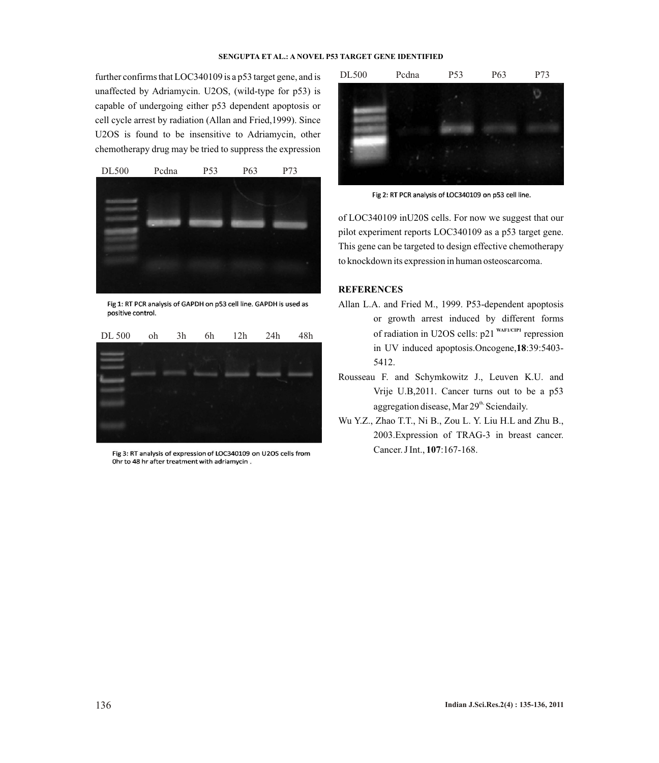further confirms that LOC340109 is a p53 target gene, and is unaffected by Adriamycin. U2OS, (wild-type for p53) is capable of undergoing either p53 dependent apoptosis or cell cycle arrest by radiation (Allan and Fried,1999). Since U2OS is found to be insensitive to Adriamycin, other chemotherapy drug may be tried to suppress the expression of LOC340109 inU20S cells. For now we suggest that our pilot experiment reports LOC340109 as a p53 target gene. This gene can be targeted to design effective chemotherapy to knockdown its expression in human osteoscarcoma.

DL500 Pcdna P53 P63 P73

Fig 1: RT PCR analysis of GAPDH on p53 cell line. GAPDH is used as positive control.

DL 500 oh 3h 6h 12h 24h 48h

Fig 3: RT analysis of expression of LOC340109 on U2OS cells from 0hr to 48 hr after treatment with adriamycin .

DL500 Pcdna P53 P63 P73

Fig 2: RT PCR analysis of LOC340109 on p53 cell line.

## REFERENCES

Allan L.A. and Fried M., 1999. P53-dependent apoptosis or growth arrest induced by different forms of radiation in U2OS cells: p21 [WAF1/CIP1] repression in UV induced apoptosis.Oncogene,**18**:39:5403-5412.

Rousseau F. and Schymkowitz J., Leuven K.U. and Vrije U.B,2011. Cancer turns out to be a p53 aggregation disease, Mar 29[th.] Sciendaily.

Wu Y.Z., Zhao T.T., Ni B., Zou L. Y. Liu H.L and Zhu B., 2003.Expression of TRAG-3 in breast cancer. Cancer. J Int., **107**:167-168.